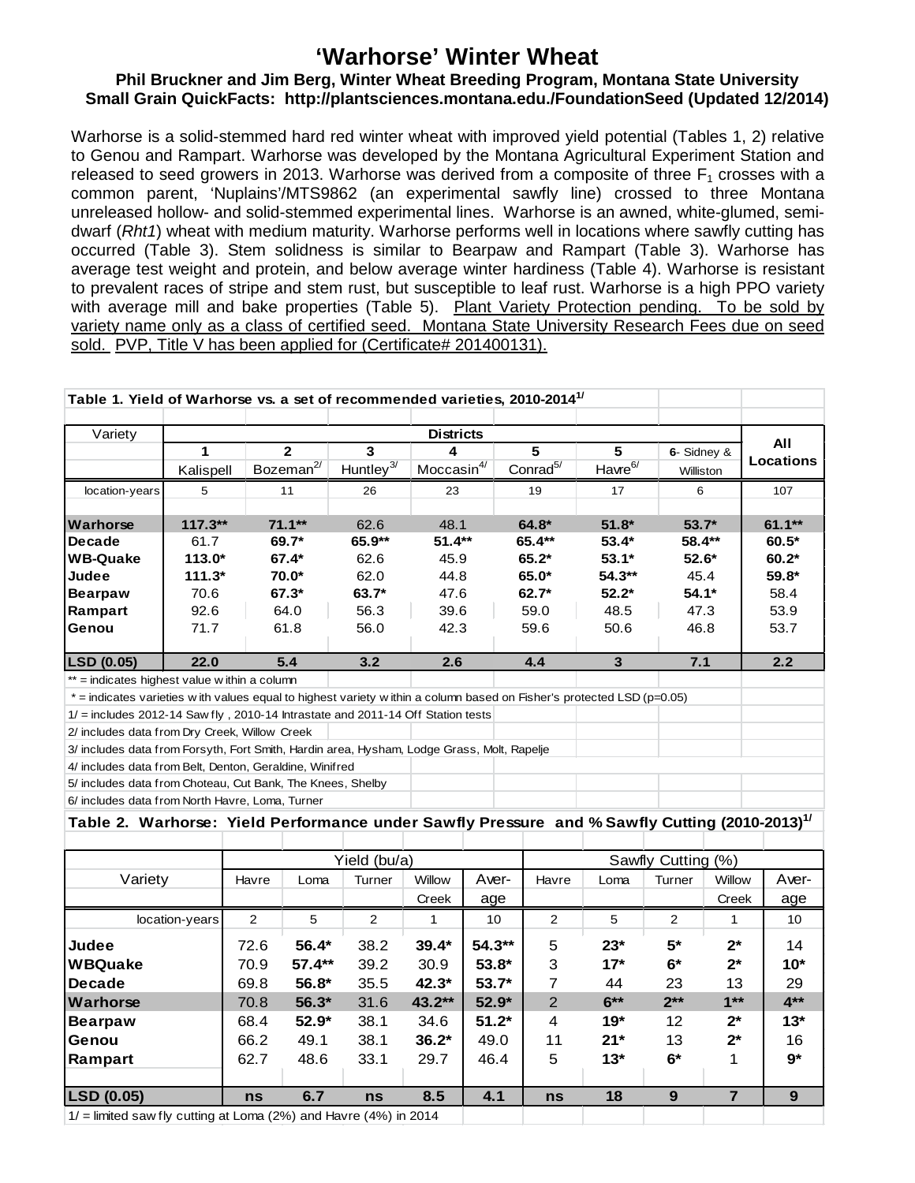# ‘Warhorse’ Winter Wheat

**Phil Bruckner and Jim Berg, Winter Wheat Breeding Program, Montana State University**
**Small Grain QuickFacts: http://plantsciences.montana.edu./FoundationSeed (Updated 12/2014)**

Warhorse is a solid-stemmed hard red winter wheat with improved yield potential (Tables 1, 2) relative to Genou and Rampart. Warhorse was developed by the Montana Agricultural Experiment Station and released to seed growers in 2013. Warhorse was derived from a composite of three $F_1$ crosses with a common parent, ‘Nuplains’/MTS9862 (an experimental sawfly line) crossed to three Montana unreleased hollow- and solid-stemmed experimental lines. Warhorse is an awned, white-glumed, semi-dwarf (*Rht1*) wheat with medium maturity. Warhorse performs well in locations where sawfly cutting has occurred (Table 3). Stem solidness is similar to Bearpaw and Rampart (Table 3). Warhorse has average test weight and protein, and below average winter hardiness (Table 4). Warhorse is resistant to prevalent races of stripe and stem rust, but susceptible to leaf rust. Warhorse is a high PPO variety with average mill and bake properties (Table 5). Plant Variety Protection pending. To be sold by variety name only as a class of certified seed. Montana State University Research Fees due on seed sold. PVP, Title V has been applied for (Certificate# 201400131).

**Table 1. Yield of Warhorse vs. a set of recommended varieties, 2010-2014[1/]**

| Variety | Districts | | | | | | | All Locations |
|---|---|---|---|---|---|---|---|---|
| | 1 | 2 | 3 | 4 | 5 | 5 | 6- Sidney & | |
| | Kalispell | Bozeman[2/] | Huntley[3/] | Moccasin[4/] | Conrad[5/] | Havre[6/] | Williston | |
| location-years | 5 | 11 | 26 | 23 | 19 | 17 | 6 | 107 |
| **Warhorse** | **117.3\*\*** | **71.1\*\*** | 62.6 | 48.1 | **64.8\*** | **51.8\*** | **53.7\*** | **61.1\*\*** |
| **Decade** | 61.7 | **69.7\*** | **65.9\*\*** | **51.4\*\*** | **65.4\*\*** | **53.4\*** | **58.4\*\*** | **60.5\*** |
| **WB-Quake** | **113.0\*** | **67.4\*** | 62.6 | 45.9 | **65.2\*** | **53.1\*** | **52.6\*** | **60.2\*** |
| **Judee** | **111.3\*** | **70.0\*** | 62.0 | 44.8 | **65.0\*** | **54.3\*\*** | 45.4 | **59.8\*** |
| **Bearpaw** | 70.6 | **67.3\*** | **63.7\*** | 47.6 | **62.7\*** | **52.2\*** | **54.1\*** | 58.4 |
| **Rampart** | 92.6 | 64.0 | 56.3 | 39.6 | 59.0 | 48.5 | 47.3 | 53.9 |
| **Genou** | 71.7 | 61.8 | 56.0 | 42.3 | 59.6 | 50.6 | 46.8 | 53.7 |
| **LSD (0.05)** | **22.0** | **5.4** | **3.2** | **2.6** | **4.4** | **3** | **7.1** | **2.2** |

** = indicates highest value within a column
 * = indicates varieties with values equal to highest variety within a column based on Fisher's protected LSD (p=0.05)
1/ = includes 2012-14 Sawfly , 2010-14 Intrastate and 2011-14 Off Station tests
2/ includes data from Dry Creek, Willow Creek
3/ includes data from Forsyth, Fort Smith, Hardin area, Hysham, Lodge Grass, Molt, Rapelje
4/ includes data from Belt, Denton, Geraldine, Winifred
5/ includes data from Choteau, Cut Bank, The Knees, Shelby
6/ includes data from North Havre, Loma, Turner

**Table 2. Warhorse: Yield Performance under Sawfly Pressure and % Sawfly Cutting (2010-2013)[1/]**

| Variety | Yield (bu/a) | | | | | Sawfly Cutting (%) | | | | |
|---|---|---|---|---|---|---|---|---|---|---|
| | Havre | Loma | Turner | Willow Creek | Average | Havre | Loma | Turner | Willow Creek | Average |
| location-years | 2 | 5 | 2 | 1 | 10 | 2 | 5 | 2 | 1 | 10 |
| **Judee** | 72.6 | **56.4\*** | 38.2 | **39.4\*** | **54.3\*\*** | 5 | **23\*** | **5\*** | **2\*** | 14 |
| **WBQuake** | 70.9 | **57.4\*\*** | 39.2 | 30.9 | **53.8\*** | 3 | **17\*** | **6\*** | **2\*** | **10\*** |
| **Decade** | 69.8 | **56.8\*** | 35.5 | **42.3\*** | **53.7\*** | 7 | 44 | 23 | 13 | 29 |
| **Warhorse** | 70.8 | **56.3\*** | 31.6 | **43.2\*\*** | **52.9\*** | 2 | **6\*\*** | **2\*\*** | **1\*\*** | **4\*\*** |
| **Bearpaw** | 68.4 | **52.9\*** | 38.1 | 34.6 | **51.2\*** | 4 | **19\*** | 12 | **2\*** | **13\*** |
| **Genou** | 66.2 | 49.1 | 38.1 | **36.2\*** | 49.0 | 11 | **21\*** | 13 | **2\*** | 16 |
| **Rampart** | 62.7 | 48.6 | 33.1 | 29.7 | 46.4 | 5 | **13\*** | **6\*** | 1 | **9\*** |
| **LSD (0.05)** | **ns** | **6.7** | **ns** | **8.5** | **4.1** | **ns** | **18** | **9** | **7** | **9** |

1/ = limited sawfly cutting at Loma (2%) and Havre (4%) in 2014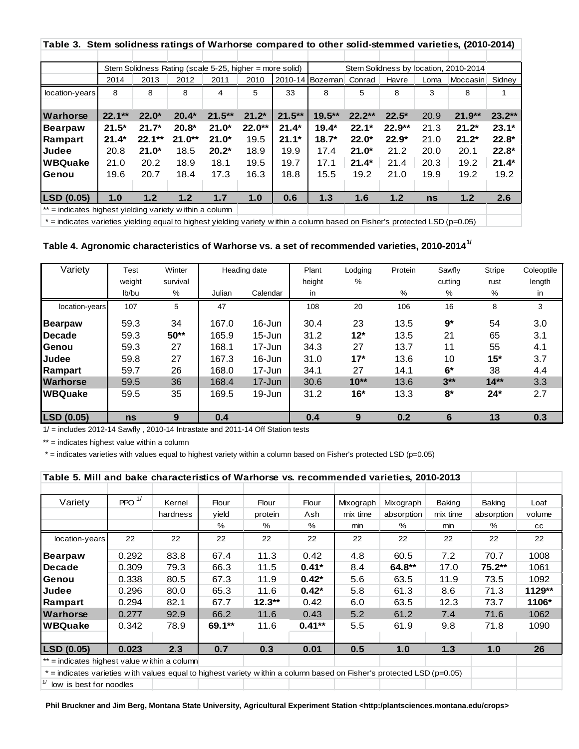**Table 3. Stem solidness ratings of Warhorse compared to other solid-stemmed varieties, (2010-2014)**

| | Stem Solidness Rating (scale 5-25, higher = more solid) | | | | | | Stem Solidness by location, 2010-2014 | | | | | |
|---|---|---|---|---|---|---|---|---|---|---|---|---|
| | 2014 | 2013 | 2012 | 2011 | 2010 | 2010-14 | Bozeman | Conrad | Havre | Loma | Moccasin | Sidney |
| location-years | 8 | 8 | 8 | 4 | 5 | 33 | 8 | 5 | 8 | 3 | 8 | 1 |
| **Warhorse** | **22.1**** | **22.0*** | **20.4*** | **21.5**** | **21.2*** | **21.5**** | **19.5**** | **22.2**** | **22.5*** | 20.9 | **21.9**** | **23.2**** |
| **Bearpaw** | **21.5*** | **21.7*** | **20.8*** | **21.0*** | **22.0**** | **21.4*** | **19.4*** | **22.1*** | **22.9**** | 21.3 | **21.2*** | **23.1*** |
| **Rampart** | **21.4*** | **22.1**** | **21.0**** | **21.0*** | 19.5 | **21.1*** | **18.7*** | **22.0*** | **22.9*** | 21.0 | **21.2*** | **22.8*** |
| **Judee** | 20.8 | **21.0*** | 18.5 | **20.2*** | 18.9 | 19.9 | 17.4 | **21.0*** | 21.2 | 20.0 | 20.1 | **22.8*** |
| **WBQuake** | 21.0 | 20.2 | 18.9 | 18.1 | 19.5 | 19.7 | 17.1 | **21.4*** | 21.4 | 20.3 | 19.2 | **21.4*** |
| **Genou** | 19.6 | 20.7 | 18.4 | 17.3 | 16.3 | 18.8 | 15.5 | 19.2 | 21.0 | 19.9 | 19.2 | 19.2 |
| **LSD (0.05)** | **1.0** | **1.2** | **1.2** | **1.7** | **1.0** | **0.6** | **1.3** | **1.6** | **1.2** | **ns** | **1.2** | **2.6** |

** = indicates highest yielding variety within a column

* = indicates varieties yielding equal to highest yielding variety within a column based on Fisher's protected LSD (p=0.05)

**Table 4. Agronomic characteristics of Warhorse vs. a set of recommended varieties, 2010-2014[1/]**

| Variety | Test weight lb/bu | Winter survival % | Heading date Julian | Heading date Calendar | Plant height in | Lodging % | Protein % | Sawfly cutting % | Stripe rust % | Coleoptile length in |
|---|---|---|---|---|---|---|---|---|---|---|
| location-years | 107 | 5 | 47 | | 108 | 20 | 106 | 16 | 8 | 3 |
| **Bearpaw** | 59.3 | 34 | 167.0 | 16-Jun | 30.4 | 23 | 13.5 | **9*** | 54 | 3.0 |
| **Decade** | 59.3 | **50**** | 165.9 | 15-Jun | 31.2 | **12*** | 13.5 | 21 | 65 | 3.1 |
| **Genou** | 59.3 | 27 | 168.1 | 17-Jun | 34.3 | 27 | 13.7 | 11 | 55 | 4.1 |
| **Judee** | 59.8 | 27 | 167.3 | 16-Jun | 31.0 | **17*** | 13.6 | 10 | **15*** | 3.7 |
| **Rampart** | 59.7 | 26 | 168.0 | 17-Jun | 34.1 | 27 | 14.1 | **6*** | 38 | 4.4 |
| **Warhorse** | 59.5 | 36 | 168.4 | 17-Jun | 30.6 | **10**** | 13.6 | **3**** | **14**** | 3.3 |
| **WBQuake** | 59.5 | 35 | 169.5 | 19-Jun | 31.2 | **16*** | 13.3 | **8*** | **24*** | 2.7 |
| **LSD (0.05)** | **ns** | **9** | **0.4** | | **0.4** | **9** | **0.2** | **6** | **13** | **0.3** |

1/ = includes 2012-14 Sawfly , 2010-14 Intrastate and 2011-14 Off Station tests

** = indicates highest value within a column

* = indicates varieties with values equal to highest variety within a column based on Fisher's protected LSD (p=0.05)

**Table 5. Mill and bake characteristics of Warhorse vs. recommended varieties, 2010-2013**

| Variety | PPO [1/] | Kernel hardness | Flour yield % | Flour protein % | Flour Ash % | Mixograph mix time min | Mixograph absorption % | Baking mix time min | Baking absorption % | Loaf volume cc |
|---|---|---|---|---|---|---|---|---|---|---|
| location-years | 22 | 22 | 22 | 22 | 22 | 22 | 22 | 22 | 22 | 22 |
| **Bearpaw** | 0.292 | 83.8 | 67.4 | 11.3 | 0.42 | 4.8 | 60.5 | 7.2 | 70.7 | 1008 |
| **Decade** | 0.309 | 79.3 | 66.3 | 11.5 | **0.41*** | 8.4 | **64.8**** | 17.0 | **75.2**** | 1061 |
| **Genou** | 0.338 | 80.5 | 67.3 | 11.9 | **0.42*** | 5.6 | 63.5 | 11.9 | 73.5 | 1092 |
| **Judee** | 0.296 | 80.0 | 65.3 | 11.6 | **0.42*** | 5.8 | 61.3 | 8.6 | 71.3 | **1129**** |
| **Rampart** | 0.294 | 82.1 | 67.7 | **12.3**** | 0.42 | 6.0 | 63.5 | 12.3 | 73.7 | **1106*** |
| **Warhorse** | 0.277 | 92.9 | 66.2 | 11.6 | 0.43 | 5.2 | 61.2 | 7.4 | 71.6 | 1062 |
| **WBQuake** | 0.342 | 78.9 | **69.1**** | 11.6 | **0.41**** | 5.5 | 61.9 | 9.8 | 71.8 | 1090 |
| **LSD (0.05)** | **0.023** | **2.3** | **0.7** | **0.3** | **0.01** | **0.5** | **1.0** | **1.3** | **1.0** | **26** |

** = indicates highest value within a column

* = indicates varieties with values equal to highest variety within a column based on Fisher's protected LSD (p=0.05)

[1/] low is best for noodles

**Phil Bruckner and Jim Berg, Montana State University, Agricultural Experiment Station <http:/plantsciences.montana.edu/crops>**